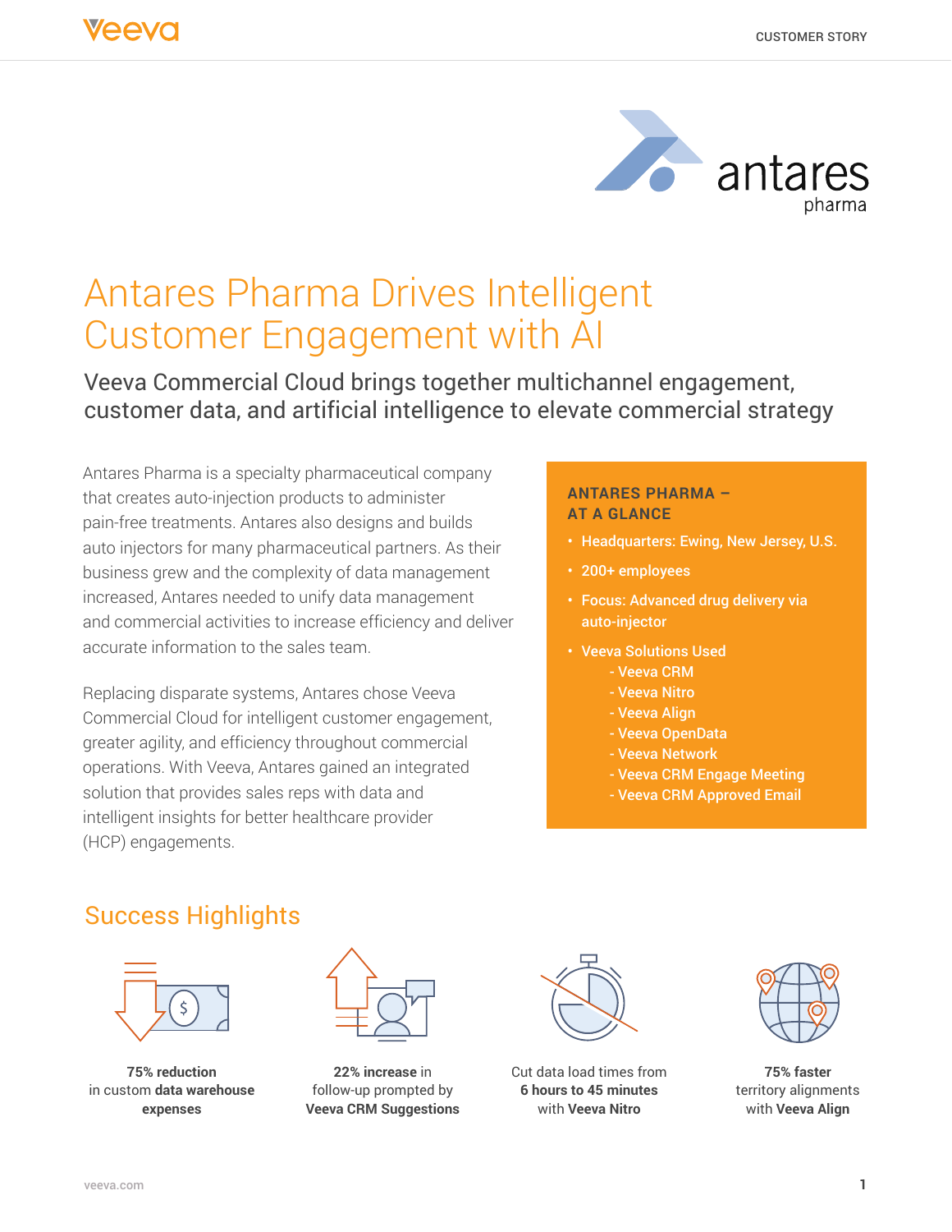CUSTOMER STORY

# Antares Pharma Drives Intelligent Customer Engagement with AI

## Veeva Commercial Cloud brings together multichannel engagement, customer data, and artificial intelligence to elevate commercial strategy

Antares Pharma is a specialty pharmaceutical company that creates auto-injection products to administer pain-free treatments. Antares also designs and builds auto injectors for many pharmaceutical partners. As their business grew and the complexity of data management increased, Antares needed to unify data management and commercial activities to increase efficiency and deliver accurate information to the sales team.

Replacing disparate systems, Antares chose Veeva Commercial Cloud for intelligent customer engagement, greater agility, and efficiency throughout commercial operations. With Veeva, Antares gained an integrated solution that provides sales reps with data and intelligent insights for better healthcare provider (HCP) engagements.

### ANTARES PHARMA – AT A GLANCE

- Headquarters: Ewing, New Jersey, U.S.
- 200+ employees
- Focus: Advanced drug delivery via auto-injector
- Veeva Solutions Used
  - Veeva CRM
  - Veeva Nitro
  - Veeva Align
  - Veeva OpenData
  - Veeva Network
  - Veeva CRM Engage Meeting
  - Veeva CRM Approved Email

## Success Highlights

- **75% reduction** in custom **data warehouse expenses**
- **22% increase** in follow-up prompted by **Veeva CRM Suggestions**
- Cut data load times from **6 hours to 45 minutes** with **Veeva Nitro**
- **75% faster** territory alignments with **Veeva Align**

veeva.com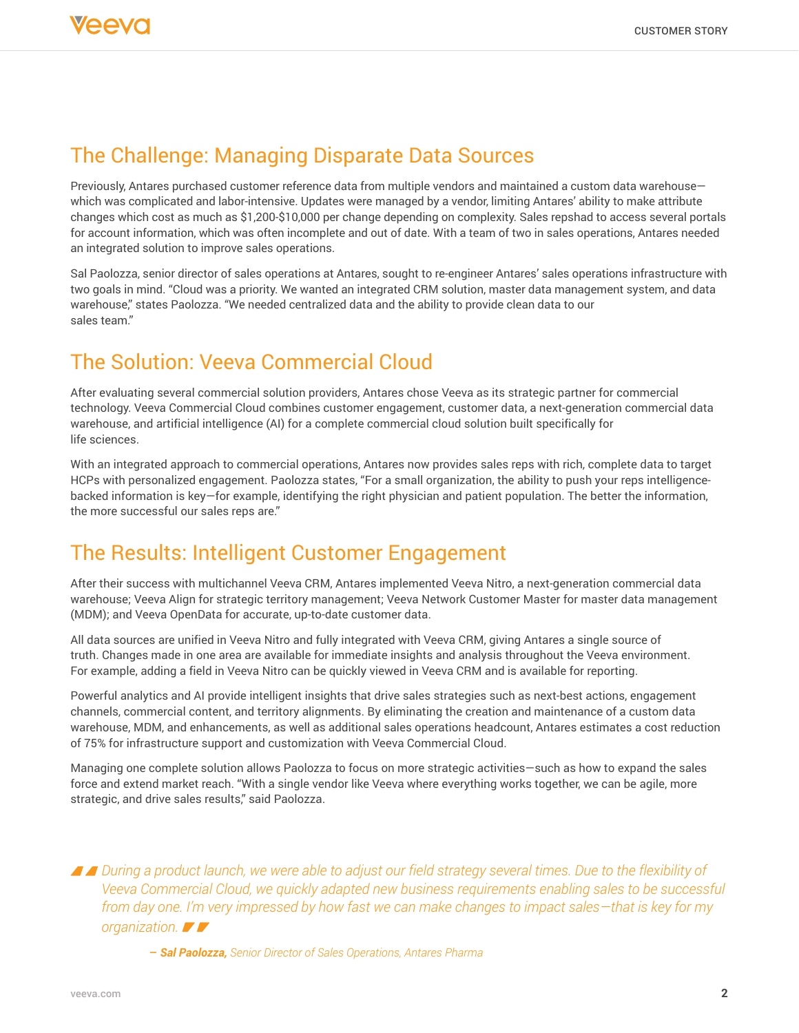## The Challenge: Managing Disparate Data Sources

Previously, Antares purchased customer reference data from multiple vendors and maintained a custom data warehouse—which was complicated and labor-intensive. Updates were managed by a vendor, limiting Antares' ability to make attribute changes which cost as much as $1,200-$10,000 per change depending on complexity. Sales repshad to access several portals for account information, which was often incomplete and out of date. With a team of two in sales operations, Antares needed an integrated solution to improve sales operations.

Sal Paolozza, senior director of sales operations at Antares, sought to re-engineer Antares' sales operations infrastructure with two goals in mind. "Cloud was a priority. We wanted an integrated CRM solution, master data management system, and data warehouse," states Paolozza. "We needed centralized data and the ability to provide clean data to our sales team."

## The Solution: Veeva Commercial Cloud

After evaluating several commercial solution providers, Antares chose Veeva as its strategic partner for commercial technology. Veeva Commercial Cloud combines customer engagement, customer data, a next-generation commercial data warehouse, and artificial intelligence (AI) for a complete commercial cloud solution built specifically for life sciences.

With an integrated approach to commercial operations, Antares now provides sales reps with rich, complete data to target HCPs with personalized engagement. Paolozza states, "For a small organization, the ability to push your reps intelligence-backed information is key—for example, identifying the right physician and patient population. The better the information, the more successful our sales reps are."

## The Results: Intelligent Customer Engagement

After their success with multichannel Veeva CRM, Antares implemented Veeva Nitro, a next-generation commercial data warehouse; Veeva Align for strategic territory management; Veeva Network Customer Master for master data management (MDM); and Veeva OpenData for accurate, up-to-date customer data.

All data sources are unified in Veeva Nitro and fully integrated with Veeva CRM, giving Antares a single source of truth. Changes made in one area are available for immediate insights and analysis throughout the Veeva environment. For example, adding a field in Veeva Nitro can be quickly viewed in Veeva CRM and is available for reporting.

Powerful analytics and AI provide intelligent insights that drive sales strategies such as next-best actions, engagement channels, commercial content, and territory alignments. By eliminating the creation and maintenance of a custom data warehouse, MDM, and enhancements, as well as additional sales operations headcount, Antares estimates a cost reduction of 75% for infrastructure support and customization with Veeva Commercial Cloud.

Managing one complete solution allows Paolozza to focus on more strategic activities—such as how to expand the sales force and extend market reach. "With a single vendor like Veeva where everything works together, we can be agile, more strategic, and drive sales results," said Paolozza.

> *During a product launch, we were able to adjust our field strategy several times. Due to the flexibility of Veeva Commercial Cloud, we quickly adapted new business requirements enabling sales to be successful from day one. I'm very impressed by how fast we can make changes to impact sales—that is key for my organization.*
>
> – ***Sal Paolozza,*** *Senior Director of Sales Operations, Antares Pharma*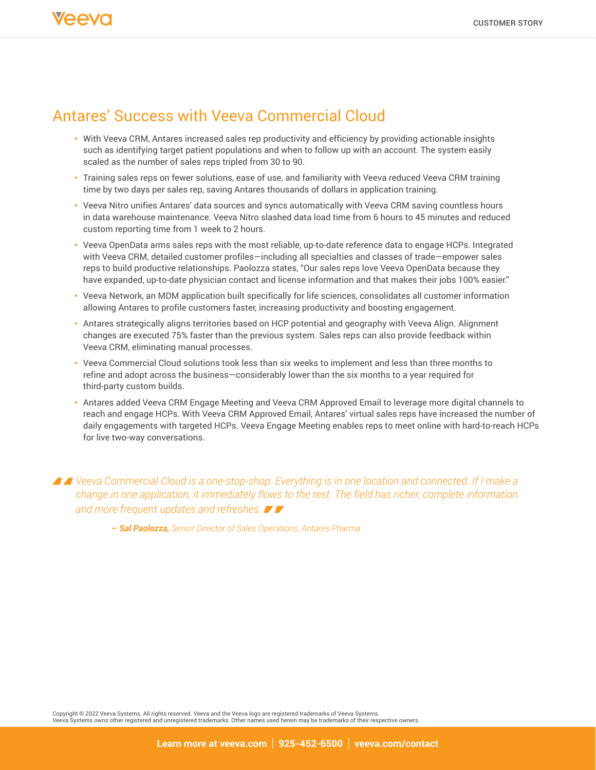## Antares' Success with Veeva Commercial Cloud

- With Veeva CRM, Antares increased sales rep productivity and efficiency by providing actionable insights such as identifying target patient populations and when to follow up with an account. The system easily scaled as the number of sales reps tripled from 30 to 90.
- Training sales reps on fewer solutions, ease of use, and familiarity with Veeva reduced Veeva CRM training time by two days per sales rep, saving Antares thousands of dollars in application training.
- Veeva Nitro unifies Antares' data sources and syncs automatically with Veeva CRM saving countless hours in data warehouse maintenance. Veeva Nitro slashed data load time from 6 hours to 45 minutes and reduced custom reporting time from 1 week to 2 hours.
- Veeva OpenData arms sales reps with the most reliable, up-to-date reference data to engage HCPs. Integrated with Veeva CRM, detailed customer profiles—including all specialties and classes of trade—empower sales reps to build productive relationships. Paolozza states, "Our sales reps love Veeva OpenData because they have expanded, up-to-date physician contact and license information and that makes their jobs 100% easier."
- Veeva Network, an MDM application built specifically for life sciences, consolidates all customer information allowing Antares to profile customers faster, increasing productivity and boosting engagement.
- Antares strategically aligns territories based on HCP potential and geography with Veeva Align. Alignment changes are executed 75% faster than the previous system. Sales reps can also provide feedback within Veeva CRM, eliminating manual processes.
- Veeva Commercial Cloud solutions took less than six weeks to implement and less than three months to refine and adopt across the business—considerably lower than the six months to a year required for third-party custom builds.
- Antares added Veeva CRM Engage Meeting and Veeva CRM Approved Email to leverage more digital channels to reach and engage HCPs. With Veeva CRM Approved Email, Antares' virtual sales reps have increased the number of daily engagements with targeted HCPs. Veeva Engage Meeting enables reps to meet online with hard-to-reach HCPs for live two-way conversations.

> *Veeva Commercial Cloud is a one-stop-shop. Everything is in one location and connected. If I make a change in one application, it immediately flows to the rest. The field has richer, complete information and more frequent updates and refreshes.*
>
> *– **Sal Paolozza,** Senior Director of Sales Operations, Antares Pharma*

Copyright © 2022 Veeva Systems. All rights reserved. Veeva and the Veeva logo are registered trademarks of Veeva Systems. Veeva Systems owns other registered and unregistered trademarks. Other names used herein may be trademarks of their respective owners.

**Learn more at veeva.com | 925-452-6500 | veeva.com/contact**